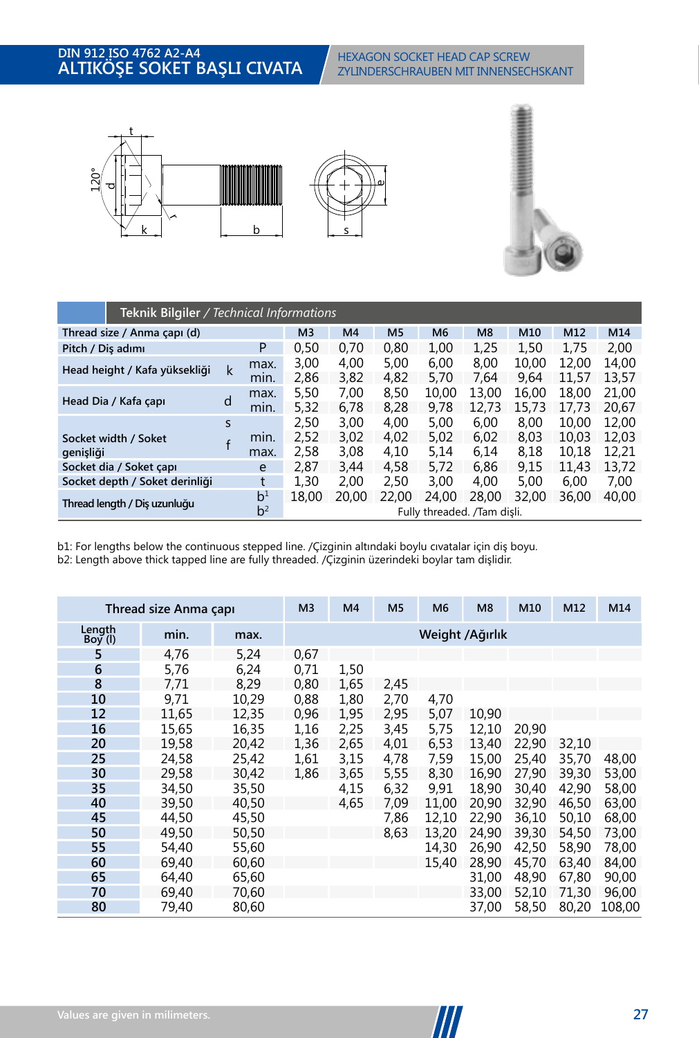# DIN 912 ISO 4762 A2-A4
# ALTIKÖŞE SOKET BAŞLI CIVATA

HEXAGON SOCKET HEAD CAP SCREW
ZYLINDERSCHRAUBEN MIT INNENSECHSKANT

## Teknik Bilgiler / *Technical Informations*

| Thread size / Anma çapı (d) | | | M3 | M4 | M5 | M6 | M8 | M10 | M12 | M14 |
|---|---|---|---|---|---|---|---|---|---|---|
| Pitch / Diş adımı | P | | 0,50 | 0,70 | 0,80 | 1,00 | 1,25 | 1,50 | 1,75 | 2,00 |
| Head height / Kafa yüksekliği | k | max. | 3,00 | 4,00 | 5,00 | 6,00 | 8,00 | 10,00 | 12,00 | 14,00 |
| | | min. | 2,86 | 3,82 | 4,82 | 5,70 | 7,64 | 9,64 | 11,57 | 13,57 |
| Head Dia / Kafa çapı | d | max. | 5,50 | 7,00 | 8,50 | 10,00 | 13,00 | 16,00 | 18,00 | 21,00 |
| | | min. | 5,32 | 6,78 | 8,28 | 9,78 | 12,73 | 15,73 | 17,73 | 20,67 |
| Socket width / Soket genişliği | s | | 2,50 | 3,00 | 4,00 | 5,00 | 6,00 | 8,00 | 10,00 | 12,00 |
| | f | min. | 2,52 | 3,02 | 4,02 | 5,02 | 6,02 | 8,03 | 10,03 | 12,03 |
| | | max. | 2,58 | 3,08 | 4,10 | 5,14 | 6,14 | 8,18 | 10,18 | 12,21 |
| Socket dia / Soket çapı | e | | 2,87 | 3,44 | 4,58 | 5,72 | 6,86 | 9,15 | 11,43 | 13,72 |
| Socket depth / Soket derinliği | t | | 1,30 | 2,00 | 2,50 | 3,00 | 4,00 | 5,00 | 6,00 | 7,00 |
| Thread length / Diş uzunluğu | b1 | | 18,00 | 20,00 | 22,00 | 24,00 | 28,00 | 32,00 | 36,00 | 40,00 |
| | b2 | | Fully threaded. /Tam dişli. | | | | | | | |

b1: For lengths below the continuous stepped line. /Çizginin altındaki boylu cıvatalar için diş boyu.
b2: Length above thick tapped line are fully threaded. /Çizginin üzerindeki boylar tam dişlidir.

| Thread size Anma çapı | | | M3 | M4 | M5 | M6 | M8 | M10 | M12 | M14 |
|---|---|---|---|---|---|---|---|---|---|---|
| Length Boy (l) | min. | max. | Weight /Ağırlık | | | | | | | |
| 5 | 4,76 | 5,24 | 0,67 | | | | | | | |
| 6 | 5,76 | 6,24 | 0,71 | 1,50 | | | | | | |
| 8 | 7,71 | 8,29 | 0,80 | 1,65 | 2,45 | | | | | |
| 10 | 9,71 | 10,29 | 0,88 | 1,80 | 2,70 | 4,70 | | | | |
| 12 | 11,65 | 12,35 | 0,96 | 1,95 | 2,95 | 5,07 | 10,90 | | | |
| 16 | 15,65 | 16,35 | 1,16 | 2,25 | 3,45 | 5,75 | 12,10 | 20,90 | | |
| 20 | 19,58 | 20,42 | 1,36 | 2,65 | 4,01 | 6,53 | 13,40 | 22,90 | 32,10 | |
| 25 | 24,58 | 25,42 | 1,61 | 3,15 | 4,78 | 7,59 | 15,00 | 25,40 | 35,70 | 48,00 |
| 30 | 29,58 | 30,42 | 1,86 | 3,65 | 5,55 | 8,30 | 16,90 | 27,90 | 39,30 | 53,00 |
| 35 | 34,50 | 35,50 | | 4,15 | 6,32 | 9,91 | 18,90 | 30,40 | 42,90 | 58,00 |
| 40 | 39,50 | 40,50 | | 4,65 | 7,09 | 11,00 | 20,90 | 32,90 | 46,50 | 63,00 |
| 45 | 44,50 | 45,50 | | | 7,86 | 12,10 | 22,90 | 36,10 | 50,10 | 68,00 |
| 50 | 49,50 | 50,50 | | | 8,63 | 13,20 | 24,90 | 39,30 | 54,50 | 73,00 |
| 55 | 54,40 | 55,60 | | | | 14,30 | 26,90 | 42,50 | 58,90 | 78,00 |
| 60 | 69,40 | 60,60 | | | | 15,40 | 28,90 | 45,70 | 63,40 | 84,00 |
| 65 | 64,40 | 65,60 | | | | | 31,00 | 48,90 | 67,80 | 90,00 |
| 70 | 69,40 | 70,60 | | | | | 33,00 | 52,10 | 71,30 | 96,00 |
| 80 | 79,40 | 80,60 | | | | | 37,00 | 58,50 | 80,20 | 108,00 |

Values are given in milimeters.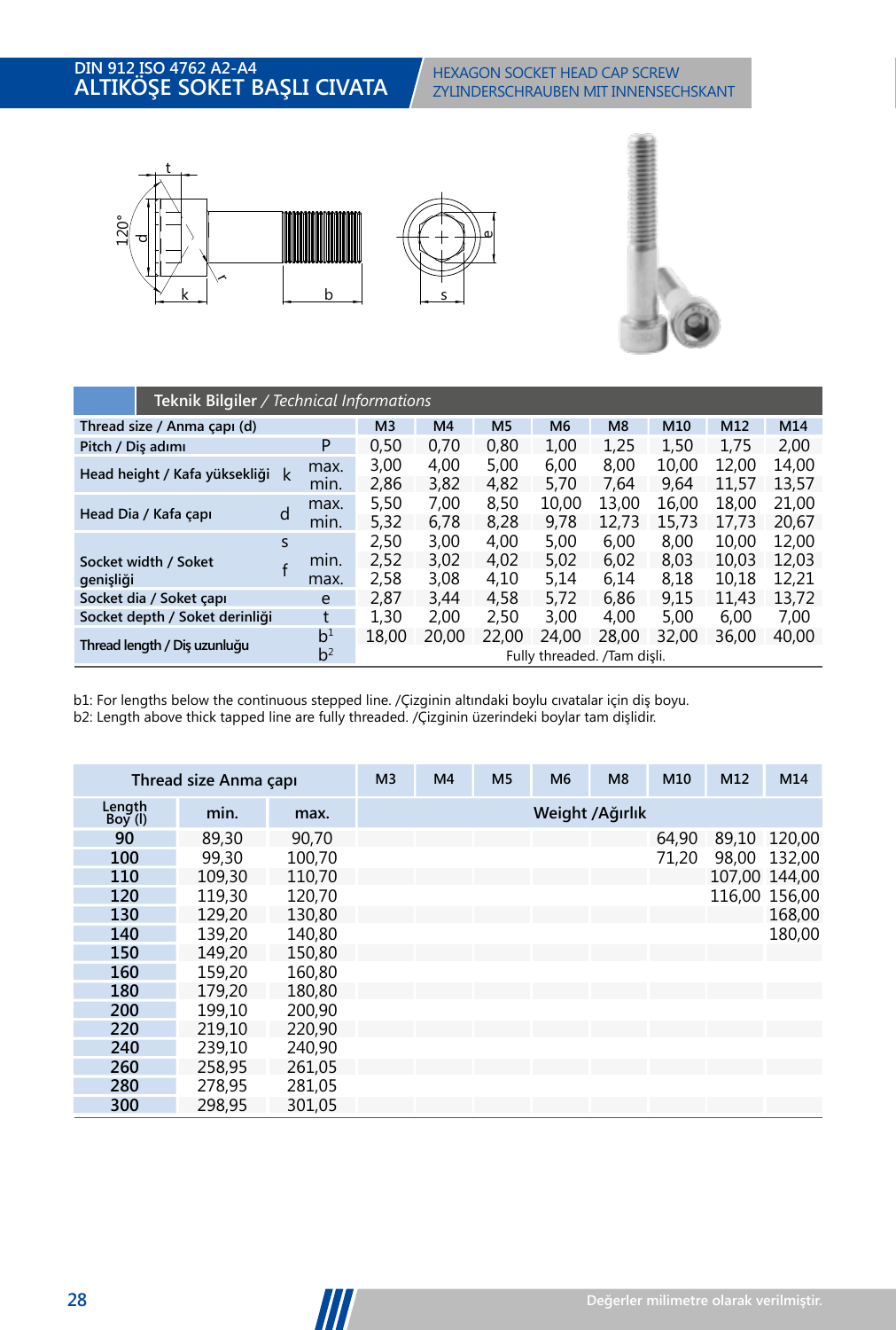# DIN 912 ISO 4762 A2-A4
# ALTIKÖŞE SOKET BAŞLI CIVATA

HEXAGON SOCKET HEAD CAP SCREW
ZYLINDERSCHRAUBEN MIT INNENSECHSKANT

## Teknik Bilgiler / *Technical Informations*

| Thread size / Anma çapı (d) | | | M3 | M4 | M5 | M6 | M8 | M10 | M12 | M14 |
|---|---|---|---|---|---|---|---|---|---|---|
| Pitch / Diş adımı | P | | 0,50 | 0,70 | 0,80 | 1,00 | 1,25 | 1,50 | 1,75 | 2,00 |
| Head height / Kafa yüksekliği | k | max. | 3,00 | 4,00 | 5,00 | 6,00 | 8,00 | 10,00 | 12,00 | 14,00 |
| | | min. | 2,86 | 3,82 | 4,82 | 5,70 | 7,64 | 9,64 | 11,57 | 13,57 |
| Head Dia / Kafa çapı | d | max. | 5,50 | 7,00 | 8,50 | 10,00 | 13,00 | 16,00 | 18,00 | 21,00 |
| | | min. | 5,32 | 6,78 | 8,28 | 9,78 | 12,73 | 15,73 | 17,73 | 20,67 |
| Socket width / Soket genişliği | s | | 2,50 | 3,00 | 4,00 | 5,00 | 6,00 | 8,00 | 10,00 | 12,00 |
| | f | min. | 2,52 | 3,02 | 4,02 | 5,02 | 6,02 | 8,03 | 10,03 | 12,03 |
| | | max. | 2,58 | 3,08 | 4,10 | 5,14 | 6,14 | 8,18 | 10,18 | 12,21 |
| Socket dia / Soket çapı | e | | 2,87 | 3,44 | 4,58 | 5,72 | 6,86 | 9,15 | 11,43 | 13,72 |
| Socket depth / Soket derinliği | t | | 1,30 | 2,00 | 2,50 | 3,00 | 4,00 | 5,00 | 6,00 | 7,00 |
| Thread length / Diş uzunluğu | $b^1$ | | 18,00 | 20,00 | 22,00 | 24,00 | 28,00 | 32,00 | 36,00 | 40,00 |
| | $b^2$ | | Fully threaded. /Tam dişli. | | | | | | | |

b1: For lengths below the continuous stepped line. /Çizginin altındaki boylu cıvatalar için diş boyu.
b2: Length above thick tapped line are fully threaded. /Çizginin üzerindeki boylar tam dişlidir.

| Thread size Anma çapı | | | M3 | M4 | M5 | M6 | M8 | M10 | M12 | M14 |
|---|---|---|---|---|---|---|---|---|---|---|
| Length Boy (l) | min. | max. | Weight /Ağırlık | | | | | | | |
| **90** | 89,30 | 90,70 | | | | | | 64,90 | 89,10 | 120,00 |
| **100** | 99,30 | 100,70 | | | | | | 71,20 | 98,00 | 132,00 |
| **110** | 109,30 | 110,70 | | | | | | | 107,00 | 144,00 |
| **120** | 119,30 | 120,70 | | | | | | | 116,00 | 156,00 |
| **130** | 129,20 | 130,80 | | | | | | | | 168,00 |
| **140** | 139,20 | 140,80 | | | | | | | | 180,00 |
| **150** | 149,20 | 150,80 | | | | | | | | |
| **160** | 159,20 | 160,80 | | | | | | | | |
| **180** | 179,20 | 180,80 | | | | | | | | |
| **200** | 199,10 | 200,90 | | | | | | | | |
| **220** | 219,10 | 220,90 | | | | | | | | |
| **240** | 239,10 | 240,90 | | | | | | | | |
| **260** | 258,95 | 261,05 | | | | | | | | |
| **280** | 278,95 | 281,05 | | | | | | | | |
| **300** | 298,95 | 301,05 | | | | | | | | |

Değerler milimetre olarak verilmiştir.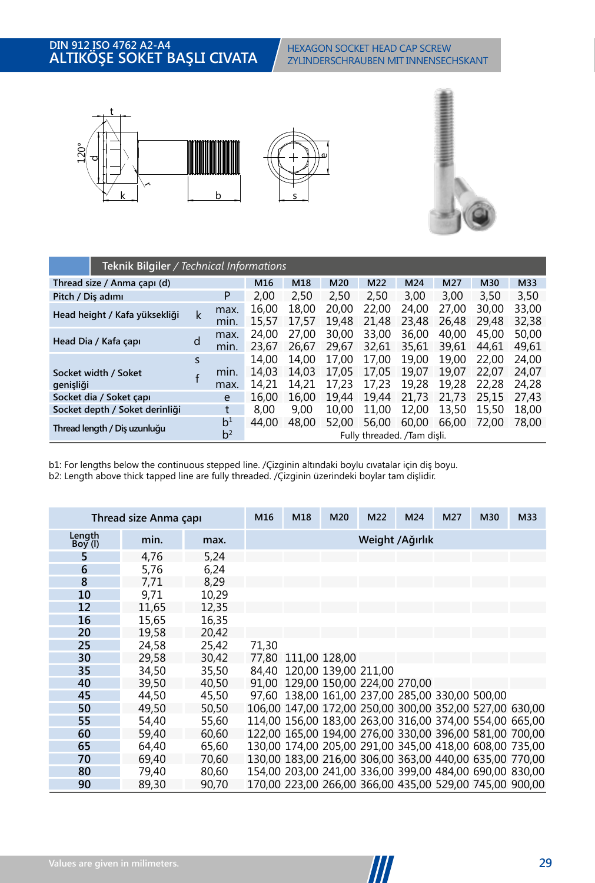# DIN 912 ISO 4762 A2-A4
# ALTIKÖŞE SOKET BAŞLI CIVATA

HEXAGON SOCKET HEAD CAP SCREW
ZYLINDERSCHRAUBEN MIT INNENSECHSKANT

## Teknik Bilgiler / *Technical Informations*

| Thread size / Anma çapı (d) | | | M16 | M18 | M20 | M22 | M24 | M27 | M30 | M33 |
|---|---|---|---|---|---|---|---|---|---|---|
| Pitch / Diş adımı | | P | 2,00 | 2,50 | 2,50 | 2,50 | 3,00 | 3,00 | 3,50 | 3,50 |
| Head height / Kafa yüksekliği | k | max. | 16,00 | 18,00 | 20,00 | 22,00 | 24,00 | 27,00 | 30,00 | 33,00 |
| | | min. | 15,57 | 17,57 | 19,48 | 21,48 | 23,48 | 26,48 | 29,48 | 32,38 |
| Head Dia / Kafa çapı | d | max. | 24,00 | 27,00 | 30,00 | 33,00 | 36,00 | 40,00 | 45,00 | 50,00 |
| | | min. | 23,67 | 26,67 | 29,67 | 32,61 | 35,61 | 39,61 | 44,61 | 49,61 |
| Socket width / Soket genişliği | s | | 14,00 | 14,00 | 17,00 | 17,00 | 19,00 | 19,00 | 22,00 | 24,00 |
| | f | min. | 14,03 | 14,03 | 17,05 | 17,05 | 19,07 | 19,07 | 22,07 | 24,07 |
| | | max. | 14,21 | 14,21 | 17,23 | 17,23 | 19,28 | 19,28 | 22,28 | 24,28 |
| Socket dia / Soket çapı | | e | 16,00 | 16,00 | 19,44 | 19,44 | 21,73 | 21,73 | 25,15 | 27,43 |
| Socket depth / Soket derinliği | | t | 8,00 | 9,00 | 10,00 | 11,00 | 12,00 | 13,50 | 15,50 | 18,00 |
| Thread length / Diş uzunluğu | | b[1] | 44,00 | 48,00 | 52,00 | 56,00 | 60,00 | 66,00 | 72,00 | 78,00 |
| | | b[2] | Fully threaded. /Tam dişli. | | | | | | | |

b1: For lengths below the continuous stepped line. /Çizginin altındaki boylu cıvatalar için diş boyu.
b2: Length above thick tapped line are fully threaded. /Çizginin üzerindeki boylar tam dişlidir.

| Thread size Anma çapı | | | M16 | M18 | M20 | M22 | M24 | M27 | M30 | M33 |
|---|---|---|---|---|---|---|---|---|---|---|
| Length Boy (l) | min. | max. | Weight /Ağırlık | | | | | | | |
| 5 | 4,76 | 5,24 | | | | | | | | |
| 6 | 5,76 | 6,24 | | | | | | | | |
| 8 | 7,71 | 8,29 | | | | | | | | |
| 10 | 9,71 | 10,29 | | | | | | | | |
| 12 | 11,65 | 12,35 | | | | | | | | |
| 16 | 15,65 | 16,35 | | | | | | | | |
| 20 | 19,58 | 20,42 | | | | | | | | |
| 25 | 24,58 | 25,42 | 71,30 | | | | | | | |
| 30 | 29,58 | 30,42 | 77,80 | 111,00 | 128,00 | | | | | |
| 35 | 34,50 | 35,50 | 84,40 | 120,00 | 139,00 | 211,00 | | | | |
| 40 | 39,50 | 40,50 | 91,00 | 129,00 | 150,00 | 224,00 | 270,00 | | | |
| 45 | 44,50 | 45,50 | 97,60 | 138,00 | 161,00 | 237,00 | 285,00 | 330,00 | 500,00 | |
| 50 | 49,50 | 50,50 | 106,00 | 147,00 | 172,00 | 250,00 | 300,00 | 352,00 | 527,00 | 630,00 |
| 55 | 54,40 | 55,60 | 114,00 | 156,00 | 183,00 | 263,00 | 316,00 | 374,00 | 554,00 | 665,00 |
| 60 | 59,40 | 60,60 | 122,00 | 165,00 | 194,00 | 276,00 | 330,00 | 396,00 | 581,00 | 700,00 |
| 65 | 64,40 | 65,60 | 130,00 | 174,00 | 205,00 | 291,00 | 345,00 | 418,00 | 608,00 | 735,00 |
| 70 | 69,40 | 70,60 | 130,00 | 183,00 | 216,00 | 306,00 | 363,00 | 440,00 | 635,00 | 770,00 |
| 80 | 79,40 | 80,60 | 154,00 | 203,00 | 241,00 | 336,00 | 399,00 | 484,00 | 690,00 | 830,00 |
| 90 | 89,30 | 90,70 | 170,00 | 223,00 | 266,00 | 366,00 | 435,00 | 529,00 | 745,00 | 900,00 |

Values are given in milimeters.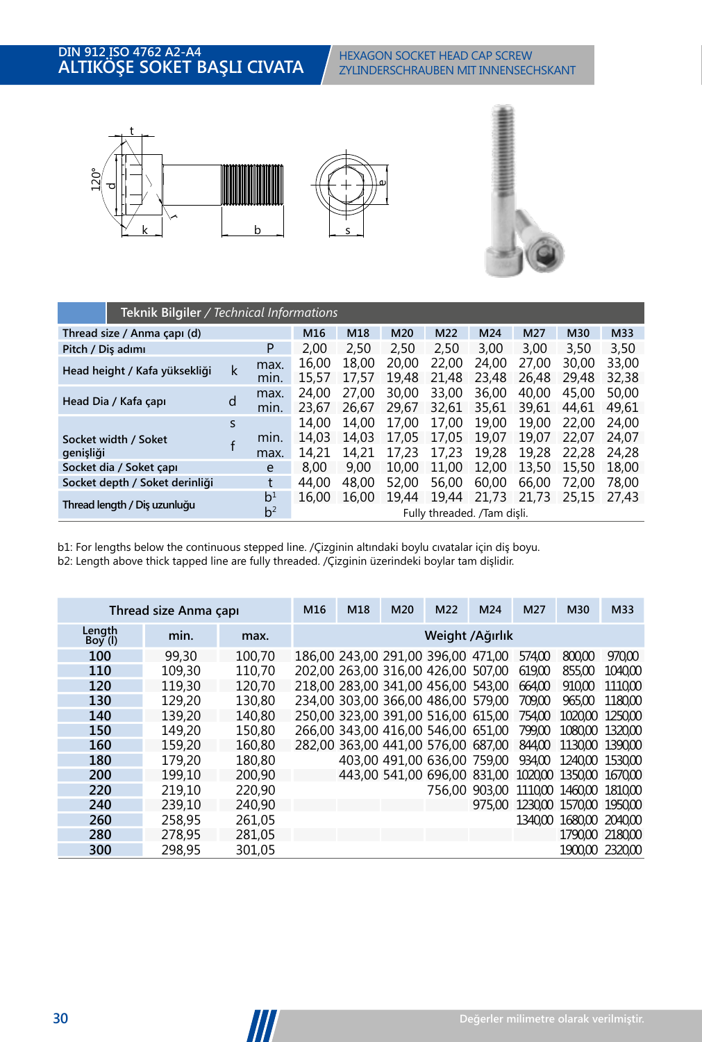# DIN 912 ISO 4762 A2-A4
# ALTIKÖŞE SOKET BAŞLI CIVATA

HEXAGON SOCKET HEAD CAP SCREW
ZYLINDERSCHRAUBEN MIT INNENSECHSKANT

## Teknik Bilgiler / *Technical Informations*

| Thread size / Anma çapı (d) | | | M16 | M18 | M20 | M22 | M24 | M27 | M30 | M33 |
|---|---|---|---|---|---|---|---|---|---|---|
| Pitch / Diş adımı | P | | 2,00 | 2,50 | 2,50 | 2,50 | 3,00 | 3,00 | 3,50 | 3,50 |
| Head height / Kafa yüksekliği | k | max. | 16,00 | 18,00 | 20,00 | 22,00 | 24,00 | 27,00 | 30,00 | 33,00 |
| | | min. | 15,57 | 17,57 | 19,48 | 21,48 | 23,48 | 26,48 | 29,48 | 32,38 |
| Head Dia / Kafa çapı | d | max. | 24,00 | 27,00 | 30,00 | 33,00 | 36,00 | 40,00 | 45,00 | 50,00 |
| | | min. | 23,67 | 26,67 | 29,67 | 32,61 | 35,61 | 39,61 | 44,61 | 49,61 |
| Socket width / Soket genişliği | s | | 14,00 | 14,00 | 17,00 | 17,00 | 19,00 | 19,00 | 22,00 | 24,00 |
| | f | min. | 14,03 | 14,03 | 17,05 | 17,05 | 19,07 | 19,07 | 22,07 | 24,07 |
| | | max. | 14,21 | 14,21 | 17,23 | 17,23 | 19,28 | 19,28 | 22,28 | 24,28 |
| Socket dia / Soket çapı | e | | 8,00 | 9,00 | 10,00 | 11,00 | 12,00 | 13,50 | 15,50 | 18,00 |
| Socket depth / Soket derinliği | t | | 44,00 | 48,00 | 52,00 | 56,00 | 60,00 | 66,00 | 72,00 | 78,00 |
| Thread length / Diş uzunluğu | b¹ | | 16,00 | 16,00 | 19,44 | 19,44 | 21,73 | 21,73 | 25,15 | 27,43 |
| | b² | | Fully threaded. /Tam dişli. | | | | | | | |

b1: For lengths below the continuous stepped line. /Çizginin altındaki boylu cıvatalar için diş boyu.
b2: Length above thick tapped line are fully threaded. /Çizginin üzerindeki boylar tam dişlidir.

| Thread size Anma çapı | | | M16 | M18 | M20 | M22 | M24 | M27 | M30 | M33 |
|---|---|---|---|---|---|---|---|---|---|---|
| Length Boy (l) | min. | max. | Weight /Ağırlık | | | | | | | |
| 100 | 99,30 | 100,70 | 186,00 | 243,00 | 291,00 | 396,00 | 471,00 | 574,00 | 800,00 | 970,00 |
| 110 | 109,30 | 110,70 | 202,00 | 263,00 | 316,00 | 426,00 | 507,00 | 619,00 | 855,00 | 1040,00 |
| 120 | 119,30 | 120,70 | 218,00 | 283,00 | 341,00 | 456,00 | 543,00 | 664,00 | 910,00 | 1110,00 |
| 130 | 129,20 | 130,80 | 234,00 | 303,00 | 366,00 | 486,00 | 579,00 | 709,00 | 965,00 | 1180,00 |
| 140 | 139,20 | 140,80 | 250,00 | 323,00 | 391,00 | 516,00 | 615,00 | 754,00 | 1020,00 | 1250,00 |
| 150 | 149,20 | 150,80 | 266,00 | 343,00 | 416,00 | 546,00 | 651,00 | 799,00 | 1080,00 | 1320,00 |
| 160 | 159,20 | 160,80 | 282,00 | 363,00 | 441,00 | 576,00 | 687,00 | 844,00 | 1130,00 | 1390,00 |
| 180 | 179,20 | 180,80 | | 403,00 | 491,00 | 636,00 | 759,00 | 934,00 | 1240,00 | 1530,00 |
| 200 | 199,10 | 200,90 | | 443,00 | 541,00 | 696,00 | 831,00 | 1020,00 | 1350,00 | 1670,00 |
| 220 | 219,10 | 220,90 | | | | 756,00 | 903,00 | 1110,00 | 1460,00 | 1810,00 |
| 240 | 239,10 | 240,90 | | | | | 975,00 | 1230,00 | 1570,00 | 1950,00 |
| 260 | 258,95 | 261,05 | | | | | | 1340,00 | 1680,00 | 2040,00 |
| 280 | 278,95 | 281,05 | | | | | | | 1790,00 | 2180,00 |
| 300 | 298,95 | 301,05 | | | | | | | 1900,00 | 2320,00 |

Değerler milimetre olarak verilmiştir.